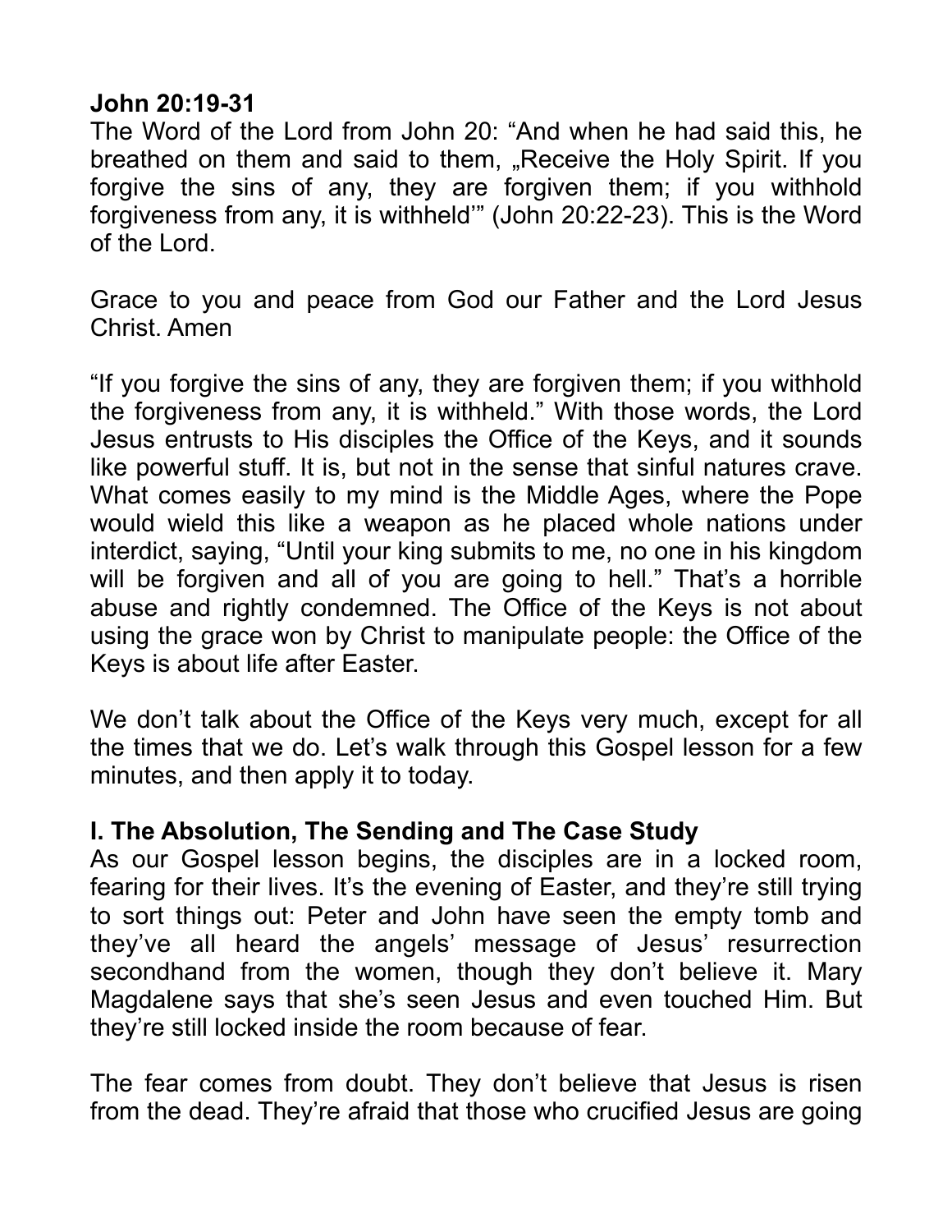**John 20:19-31**

The Word of the Lord from John 20: "And when he had said this, he breathed on them and said to them, „Receive the Holy Spirit. If you forgive the sins of any, they are forgiven them; if you withhold forgiveness from any, it is withheld'" (John 20:22-23). This is the Word of the Lord.

Grace to you and peace from God our Father and the Lord Jesus Christ. Amen

"If you forgive the sins of any, they are forgiven them; if you withhold the forgiveness from any, it is withheld." With those words, the Lord Jesus entrusts to His disciples the Office of the Keys, and it sounds like powerful stuff. It is, but not in the sense that sinful natures crave. What comes easily to my mind is the Middle Ages, where the Pope would wield this like a weapon as he placed whole nations under interdict, saying, "Until your king submits to me, no one in his kingdom will be forgiven and all of you are going to hell." That's a horrible abuse and rightly condemned. The Office of the Keys is not about using the grace won by Christ to manipulate people: the Office of the Keys is about life after Easter.

We don't talk about the Office of the Keys very much, except for all the times that we do. Let's walk through this Gospel lesson for a few minutes, and then apply it to today.

## I. The Absolution, The Sending and The Case Study

As our Gospel lesson begins, the disciples are in a locked room, fearing for their lives. It's the evening of Easter, and they're still trying to sort things out: Peter and John have seen the empty tomb and they've all heard the angels' message of Jesus' resurrection secondhand from the women, though they don't believe it. Mary Magdalene says that she's seen Jesus and even touched Him. But they're still locked inside the room because of fear.

The fear comes from doubt. They don't believe that Jesus is risen from the dead. They're afraid that those who crucified Jesus are going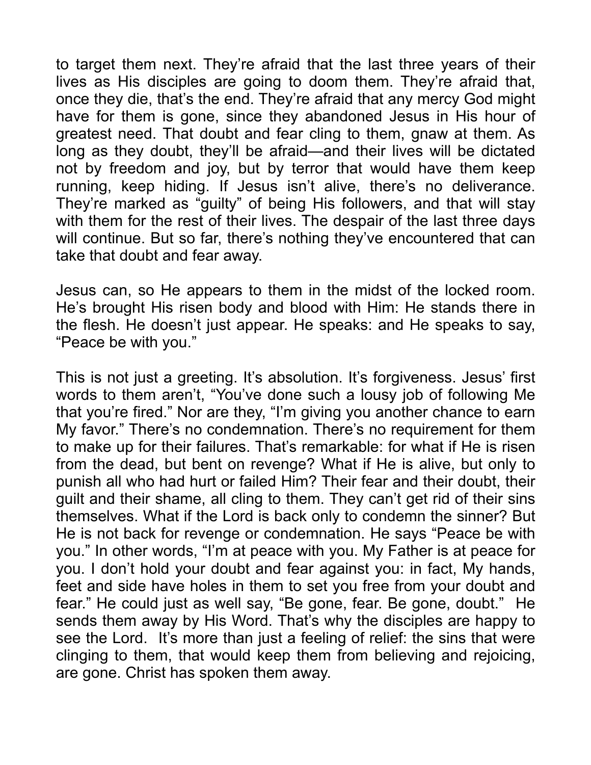to target them next. They're afraid that the last three years of their lives as His disciples are going to doom them. They're afraid that, once they die, that's the end. They're afraid that any mercy God might have for them is gone, since they abandoned Jesus in His hour of greatest need. That doubt and fear cling to them, gnaw at them. As long as they doubt, they'll be afraid—and their lives will be dictated not by freedom and joy, but by terror that would have them keep running, keep hiding. If Jesus isn't alive, there's no deliverance. They're marked as "guilty" of being His followers, and that will stay with them for the rest of their lives. The despair of the last three days will continue. But so far, there's nothing they've encountered that can take that doubt and fear away.

Jesus can, so He appears to them in the midst of the locked room. He's brought His risen body and blood with Him: He stands there in the flesh. He doesn't just appear. He speaks: and He speaks to say, "Peace be with you."

This is not just a greeting. It's absolution. It's forgiveness. Jesus' first words to them aren't, "You've done such a lousy job of following Me that you're fired." Nor are they, "I'm giving you another chance to earn My favor." There's no condemnation. There's no requirement for them to make up for their failures. That's remarkable: for what if He is risen from the dead, but bent on revenge? What if He is alive, but only to punish all who had hurt or failed Him? Their fear and their doubt, their guilt and their shame, all cling to them. They can't get rid of their sins themselves. What if the Lord is back only to condemn the sinner? But He is not back for revenge or condemnation. He says "Peace be with you." In other words, "I'm at peace with you. My Father is at peace for you. I don't hold your doubt and fear against you: in fact, My hands, feet and side have holes in them to set you free from your doubt and fear." He could just as well say, "Be gone, fear. Be gone, doubt." He sends them away by His Word. That's why the disciples are happy to see the Lord. It's more than just a feeling of relief: the sins that were clinging to them, that would keep them from believing and rejoicing, are gone. Christ has spoken them away.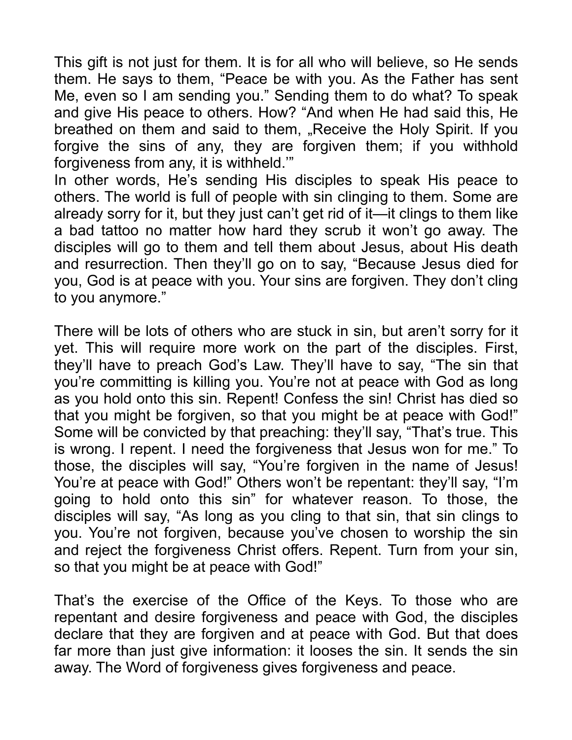This gift is not just for them. It is for all who will believe, so He sends them. He says to them, “Peace be with you. As the Father has sent Me, even so I am sending you.” Sending them to do what? To speak and give His peace to others. How? “And when He had said this, He breathed on them and said to them, „Receive the Holy Spirit. If you forgive the sins of any, they are forgiven them; if you withhold forgiveness from any, it is withheld.'”
In other words, He's sending His disciples to speak His peace to others. The world is full of people with sin clinging to them. Some are already sorry for it, but they just can't get rid of it—it clings to them like a bad tattoo no matter how hard they scrub it won't go away. The disciples will go to them and tell them about Jesus, about His death and resurrection. Then they'll go on to say, “Because Jesus died for you, God is at peace with you. Your sins are forgiven. They don't cling to you anymore.”

There will be lots of others who are stuck in sin, but aren't sorry for it yet. This will require more work on the part of the disciples. First, they'll have to preach God's Law. They'll have to say, “The sin that you're committing is killing you. You're not at peace with God as long as you hold onto this sin. Repent! Confess the sin! Christ has died so that you might be forgiven, so that you might be at peace with God!” Some will be convicted by that preaching: they'll say, “That's true. This is wrong. I repent. I need the forgiveness that Jesus won for me.” To those, the disciples will say, “You're forgiven in the name of Jesus! You're at peace with God!” Others won't be repentant: they'll say, “I'm going to hold onto this sin” for whatever reason. To those, the disciples will say, “As long as you cling to that sin, that sin clings to you. You're not forgiven, because you've chosen to worship the sin and reject the forgiveness Christ offers. Repent. Turn from your sin, so that you might be at peace with God!”

That's the exercise of the Office of the Keys. To those who are repentant and desire forgiveness and peace with God, the disciples declare that they are forgiven and at peace with God. But that does far more than just give information: it looses the sin. It sends the sin away. The Word of forgiveness gives forgiveness and peace.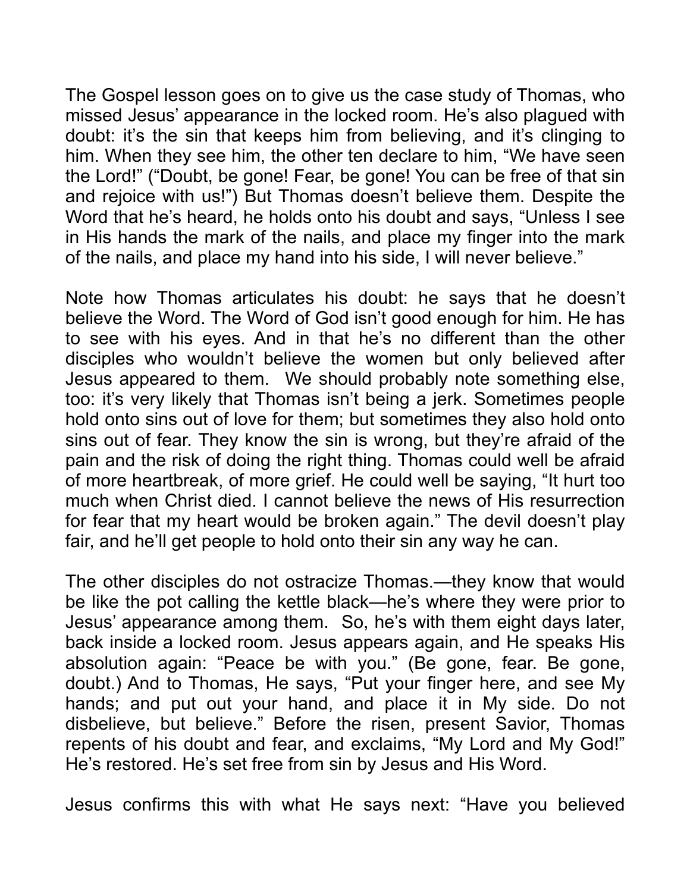The Gospel lesson goes on to give us the case study of Thomas, who missed Jesus' appearance in the locked room. He's also plagued with doubt: it's the sin that keeps him from believing, and it's clinging to him. When they see him, the other ten declare to him, "We have seen the Lord!" ("Doubt, be gone! Fear, be gone! You can be free of that sin and rejoice with us!") But Thomas doesn't believe them. Despite the Word that he's heard, he holds onto his doubt and says, "Unless I see in His hands the mark of the nails, and place my finger into the mark of the nails, and place my hand into his side, I will never believe."

Note how Thomas articulates his doubt: he says that he doesn't believe the Word. The Word of God isn't good enough for him. He has to see with his eyes. And in that he's no different than the other disciples who wouldn't believe the women but only believed after Jesus appeared to them. We should probably note something else, too: it's very likely that Thomas isn't being a jerk. Sometimes people hold onto sins out of love for them; but sometimes they also hold onto sins out of fear. They know the sin is wrong, but they're afraid of the pain and the risk of doing the right thing. Thomas could well be afraid of more heartbreak, of more grief. He could well be saying, "It hurt too much when Christ died. I cannot believe the news of His resurrection for fear that my heart would be broken again." The devil doesn't play fair, and he'll get people to hold onto their sin any way he can.

The other disciples do not ostracize Thomas.—they know that would be like the pot calling the kettle black—he's where they were prior to Jesus' appearance among them. So, he's with them eight days later, back inside a locked room. Jesus appears again, and He speaks His absolution again: "Peace be with you." (Be gone, fear. Be gone, doubt.) And to Thomas, He says, "Put your finger here, and see My hands; and put out your hand, and place it in My side. Do not disbelieve, but believe." Before the risen, present Savior, Thomas repents of his doubt and fear, and exclaims, "My Lord and My God!" He's restored. He's set free from sin by Jesus and His Word.

Jesus confirms this with what He says next: "Have you believed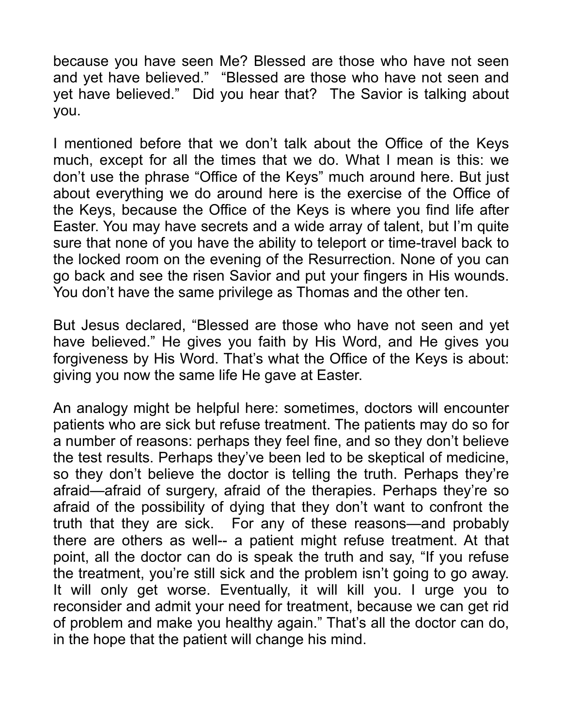because you have seen Me? Blessed are those who have not seen and yet have believed." "Blessed are those who have not seen and yet have believed." Did you hear that? The Savior is talking about you.

I mentioned before that we don't talk about the Office of the Keys much, except for all the times that we do. What I mean is this: we don't use the phrase "Office of the Keys" much around here. But just about everything we do around here is the exercise of the Office of the Keys, because the Office of the Keys is where you find life after Easter. You may have secrets and a wide array of talent, but I'm quite sure that none of you have the ability to teleport or time-travel back to the locked room on the evening of the Resurrection. None of you can go back and see the risen Savior and put your fingers in His wounds. You don't have the same privilege as Thomas and the other ten.

But Jesus declared, "Blessed are those who have not seen and yet have believed." He gives you faith by His Word, and He gives you forgiveness by His Word. That's what the Office of the Keys is about: giving you now the same life He gave at Easter.

An analogy might be helpful here: sometimes, doctors will encounter patients who are sick but refuse treatment. The patients may do so for a number of reasons: perhaps they feel fine, and so they don't believe the test results. Perhaps they've been led to be skeptical of medicine, so they don't believe the doctor is telling the truth. Perhaps they're afraid—afraid of surgery, afraid of the therapies. Perhaps they're so afraid of the possibility of dying that they don't want to confront the truth that they are sick. For any of these reasons—and probably there are others as well-- a patient might refuse treatment. At that point, all the doctor can do is speak the truth and say, "If you refuse the treatment, you're still sick and the problem isn't going to go away. It will only get worse. Eventually, it will kill you. I urge you to reconsider and admit your need for treatment, because we can get rid of problem and make you healthy again." That's all the doctor can do, in the hope that the patient will change his mind.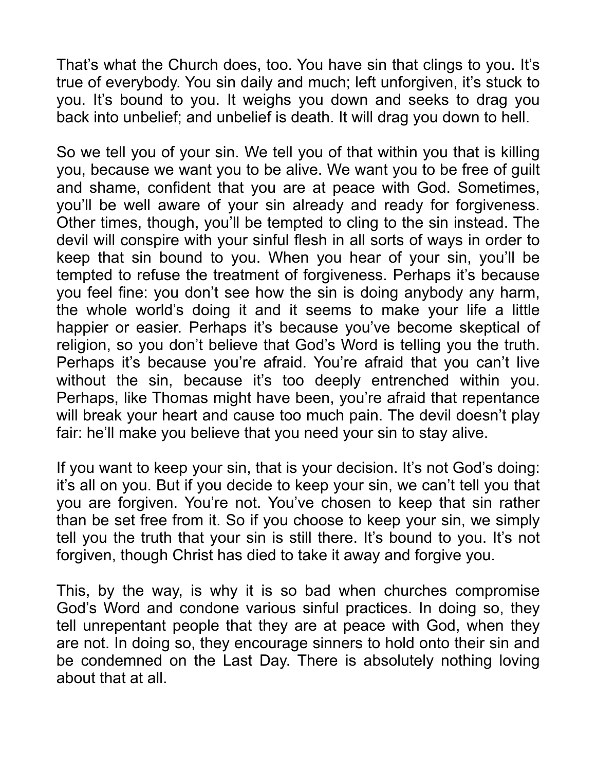That's what the Church does, too. You have sin that clings to you. It's true of everybody. You sin daily and much; left unforgiven, it's stuck to you. It's bound to you. It weighs you down and seeks to drag you back into unbelief; and unbelief is death. It will drag you down to hell.

So we tell you of your sin. We tell you of that within you that is killing you, because we want you to be alive. We want you to be free of guilt and shame, confident that you are at peace with God. Sometimes, you'll be well aware of your sin already and ready for forgiveness. Other times, though, you'll be tempted to cling to the sin instead. The devil will conspire with your sinful flesh in all sorts of ways in order to keep that sin bound to you. When you hear of your sin, you'll be tempted to refuse the treatment of forgiveness. Perhaps it's because you feel fine: you don't see how the sin is doing anybody any harm, the whole world's doing it and it seems to make your life a little happier or easier. Perhaps it's because you've become skeptical of religion, so you don't believe that God's Word is telling you the truth. Perhaps it's because you're afraid. You're afraid that you can't live without the sin, because it's too deeply entrenched within you. Perhaps, like Thomas might have been, you're afraid that repentance will break your heart and cause too much pain. The devil doesn't play fair: he'll make you believe that you need your sin to stay alive.

If you want to keep your sin, that is your decision. It's not God's doing: it's all on you. But if you decide to keep your sin, we can't tell you that you are forgiven. You're not. You've chosen to keep that sin rather than be set free from it. So if you choose to keep your sin, we simply tell you the truth that your sin is still there. It's bound to you. It's not forgiven, though Christ has died to take it away and forgive you.

This, by the way, is why it is so bad when churches compromise God's Word and condone various sinful practices. In doing so, they tell unrepentant people that they are at peace with God, when they are not. In doing so, they encourage sinners to hold onto their sin and be condemned on the Last Day. There is absolutely nothing loving about that at all.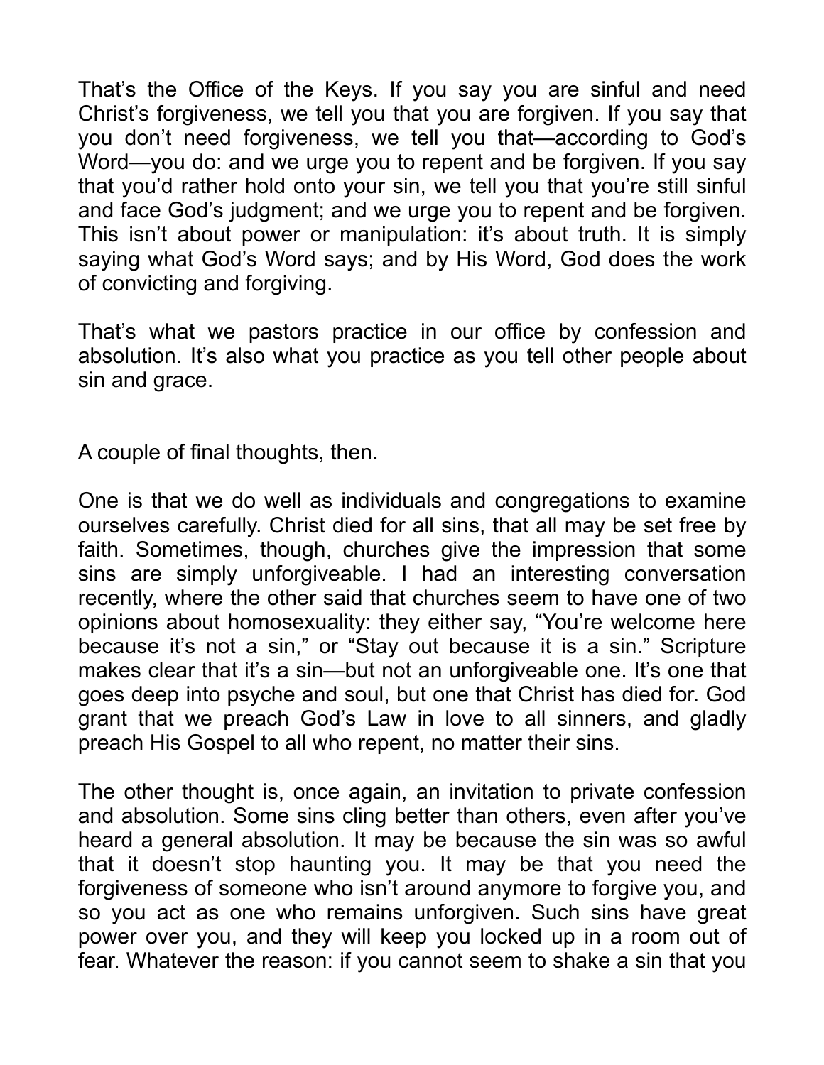That's the Office of the Keys. If you say you are sinful and need Christ's forgiveness, we tell you that you are forgiven. If you say that you don't need forgiveness, we tell you that—according to God's Word—you do: and we urge you to repent and be forgiven. If you say that you'd rather hold onto your sin, we tell you that you're still sinful and face God's judgment; and we urge you to repent and be forgiven. This isn't about power or manipulation: it's about truth. It is simply saying what God's Word says; and by His Word, God does the work of convicting and forgiving.

That's what we pastors practice in our office by confession and absolution. It's also what you practice as you tell other people about sin and grace.

A couple of final thoughts, then.

One is that we do well as individuals and congregations to examine ourselves carefully. Christ died for all sins, that all may be set free by faith. Sometimes, though, churches give the impression that some sins are simply unforgiveable. I had an interesting conversation recently, where the other said that churches seem to have one of two opinions about homosexuality: they either say, "You're welcome here because it's not a sin," or "Stay out because it is a sin." Scripture makes clear that it's a sin—but not an unforgiveable one. It's one that goes deep into psyche and soul, but one that Christ has died for. God grant that we preach God's Law in love to all sinners, and gladly preach His Gospel to all who repent, no matter their sins.

The other thought is, once again, an invitation to private confession and absolution. Some sins cling better than others, even after you've heard a general absolution. It may be because the sin was so awful that it doesn't stop haunting you. It may be that you need the forgiveness of someone who isn't around anymore to forgive you, and so you act as one who remains unforgiven. Such sins have great power over you, and they will keep you locked up in a room out of fear. Whatever the reason: if you cannot seem to shake a sin that you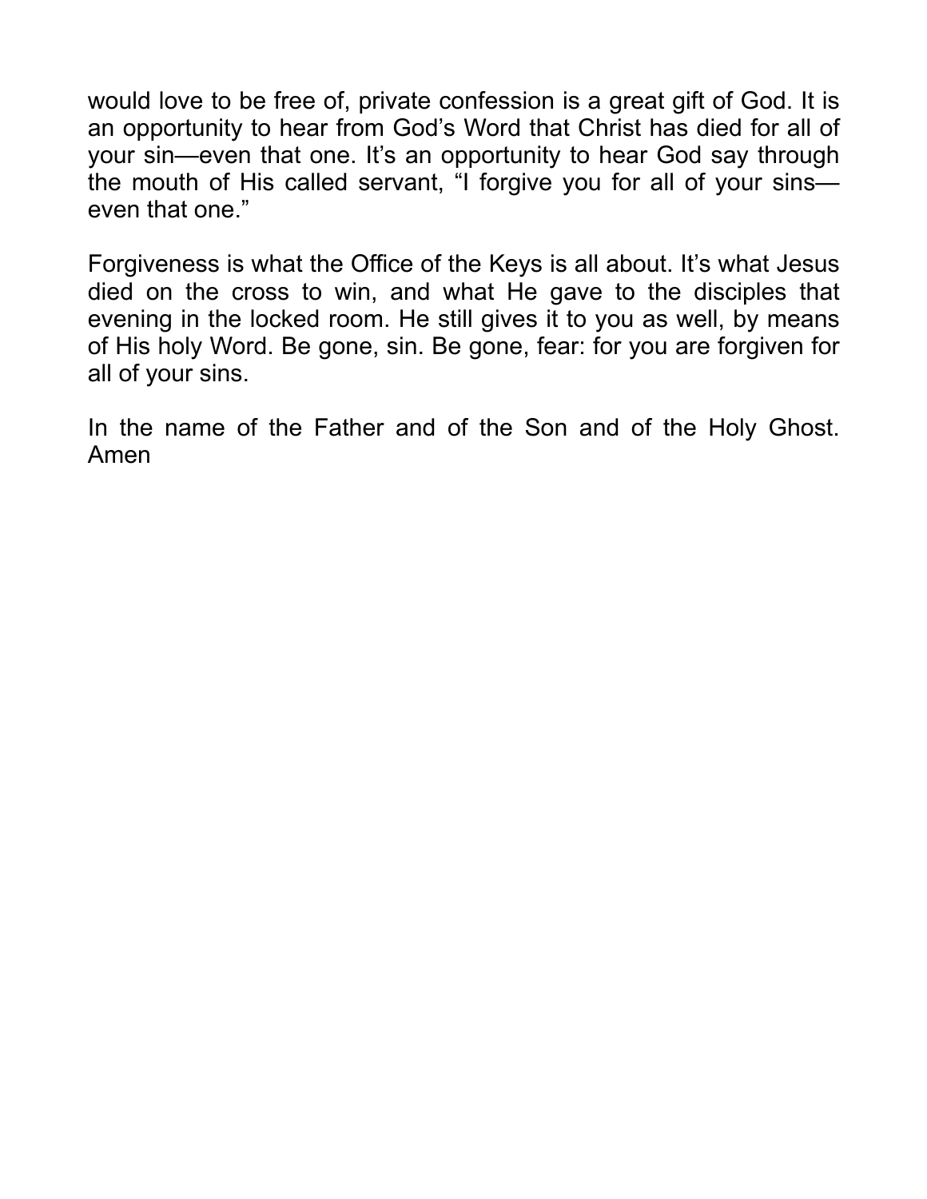would love to be free of, private confession is a great gift of God. It is an opportunity to hear from God's Word that Christ has died for all of your sin—even that one. It's an opportunity to hear God say through the mouth of His called servant, "I forgive you for all of your sins—even that one."

Forgiveness is what the Office of the Keys is all about. It's what Jesus died on the cross to win, and what He gave to the disciples that evening in the locked room. He still gives it to you as well, by means of His holy Word. Be gone, sin. Be gone, fear: for you are forgiven for all of your sins.

In the name of the Father and of the Son and of the Holy Ghost. Amen